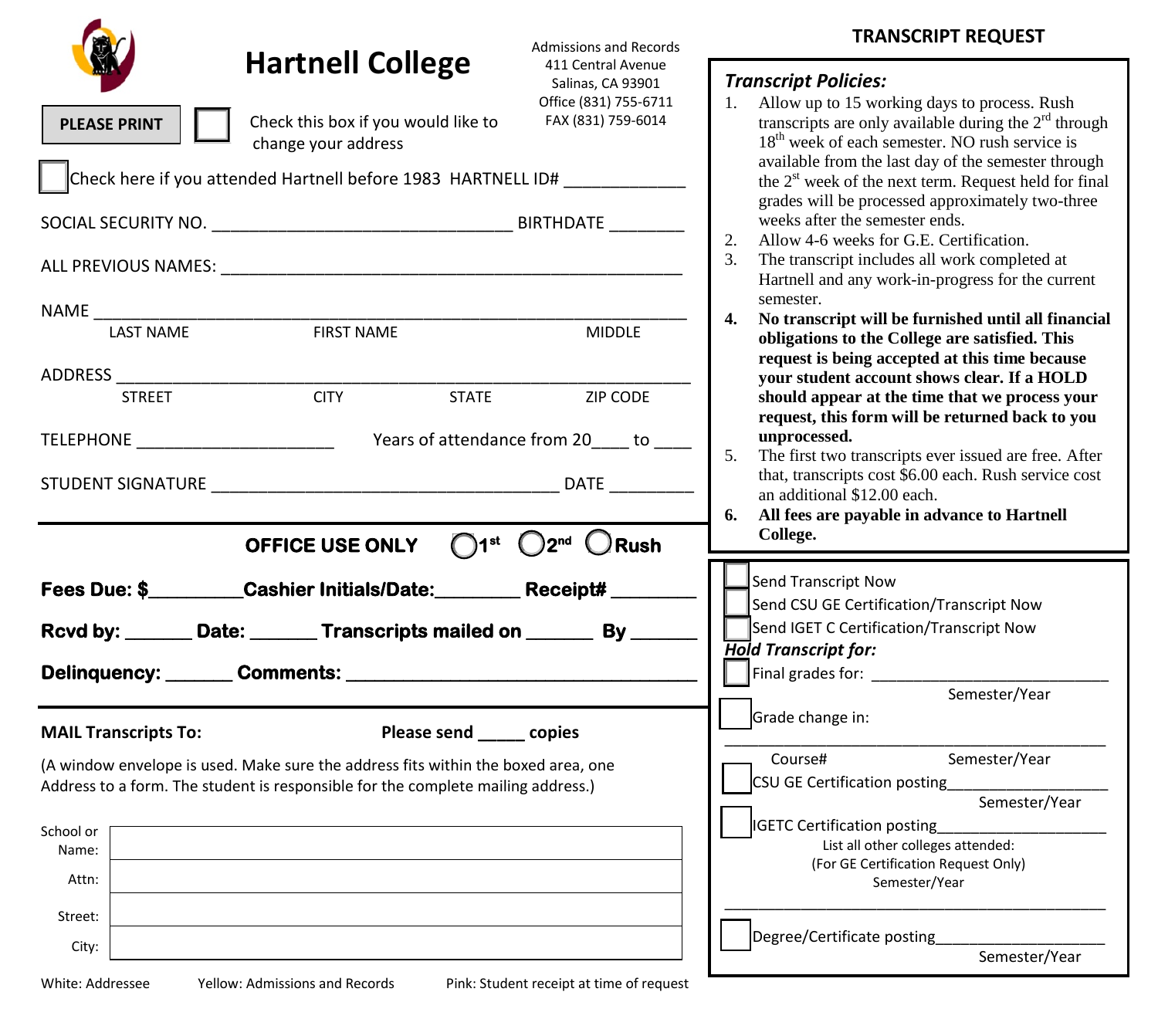# Hartnell College

Admissions and Records
411 Central Avenue
Salinas, CA 93901
Office (831) 755-6711
FAX (831) 759-6014

**PLEASE PRINT** ☐ Check this box if you would like to change your address

☐ Check here if you attended Hartnell before 1983 HARTNELL ID# _____________

SOCIAL SECURITY NO. ________________________________ BIRTHDATE ________

ALL PREVIOUS NAMES: ________________________________________________

NAME ____________________________________________________________
LAST NAME FIRST NAME MIDDLE

ADDRESS __________________________________________________________
STREET CITY STATE ZIP CODE

TELEPHONE _____________________ Years of attendance from 20____ to ____

STUDENT SIGNATURE _____________________________________ DATE _________

**OFFICE USE ONLY** ◯ 1st ◯ 2nd ◯ Rush

**Fees Due: $_________ Cashier Initials/Date:________ Receipt# ________**

**Rcvd by: _______ Date: _______ Transcripts mailed on _______ By _______**

**Delinquency: _______ Comments: ___________________________________**

**MAIL Transcripts To:** **Please send _____ copies**

(A window envelope is used. Make sure the address fits within the boxed area, one Address to a form. The student is responsible for the complete mailing address.)

| | |
|---|---|
| School or Name: | |
| Attn: | |
| Street: | |
| City: | |

White: Addressee Yellow: Admissions and Records Pink: Student receipt at time of request

## TRANSCRIPT REQUEST

***Transcript Policies:***

1. Allow up to 15 working days to process. Rush transcripts are only available during the 2nd through 18th week of each semester. NO rush service is available from the last day of the semester through the 2st week of the next term. Request held for final grades will be processed approximately two-three weeks after the semester ends.
2. Allow 4-6 weeks for G.E. Certification.
3. The transcript includes all work completed at Hartnell and any work-in-progress for the current semester.
4. **No transcript will be furnished until all financial obligations to the College are satisfied. This request is being accepted at this time because your student account shows clear. If a HOLD should appear at the time that we process your request, this form will be returned back to you unprocessed.**
5. The first two transcripts ever issued are free. After that, transcripts cost $6.00 each. Rush service cost an additional $12.00 each.
6. **All fees are payable in advance to Hartnell College.**

☐ Send Transcript Now
☐ Send CSU GE Certification/Transcript Now
☐ Send IGET C Certification/Transcript Now

***Hold Transcript for:***

☐ Final grades for: ___________________________
Semester/Year

☐ Grade change in:
_____________________________________________
Course# Semester/Year

☐ CSU GE Certification posting__________________
Semester/Year

☐ IGETC Certification posting___________________
List all other colleges attended:
(For GE Certification Request Only)
Semester/Year
_____________________________________________

☐ Degree/Certificate posting____________________
Semester/Year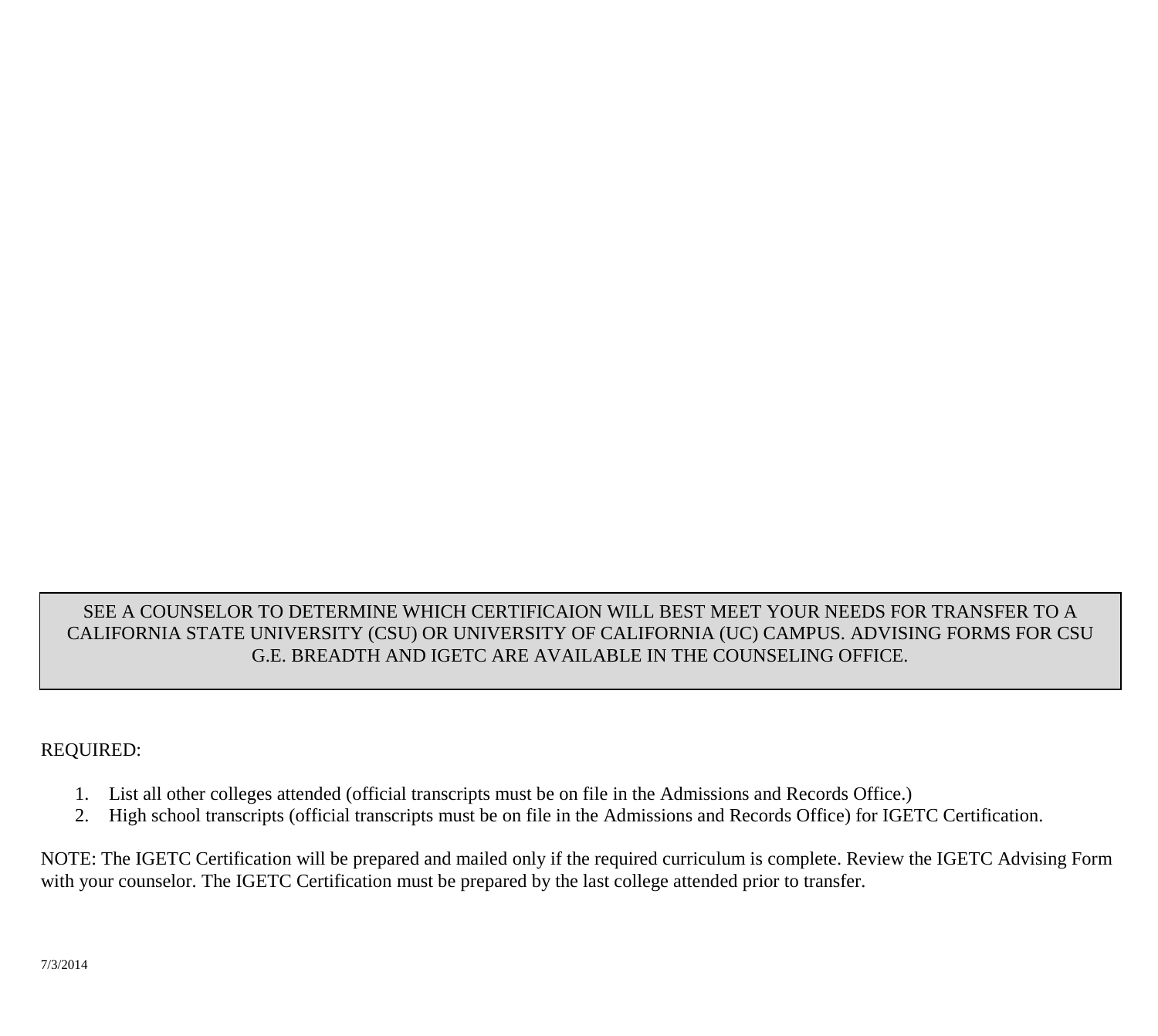SEE A COUNSELOR TO DETERMINE WHICH CERTIFICAION WILL BEST MEET YOUR NEEDS FOR TRANSFER TO A CALIFORNIA STATE UNIVERSITY (CSU) OR UNIVERSITY OF CALIFORNIA (UC) CAMPUS. ADVISING FORMS FOR CSU G.E. BREADTH AND IGETC ARE AVAILABLE IN THE COUNSELING OFFICE.

REQUIRED:

1. List all other colleges attended (official transcripts must be on file in the Admissions and Records Office.)
2. High school transcripts (official transcripts must be on file in the Admissions and Records Office) for IGETC Certification.

NOTE: The IGETC Certification will be prepared and mailed only if the required curriculum is complete. Review the IGETC Advising Form with your counselor. The IGETC Certification must be prepared by the last college attended prior to transfer.

7/3/2014